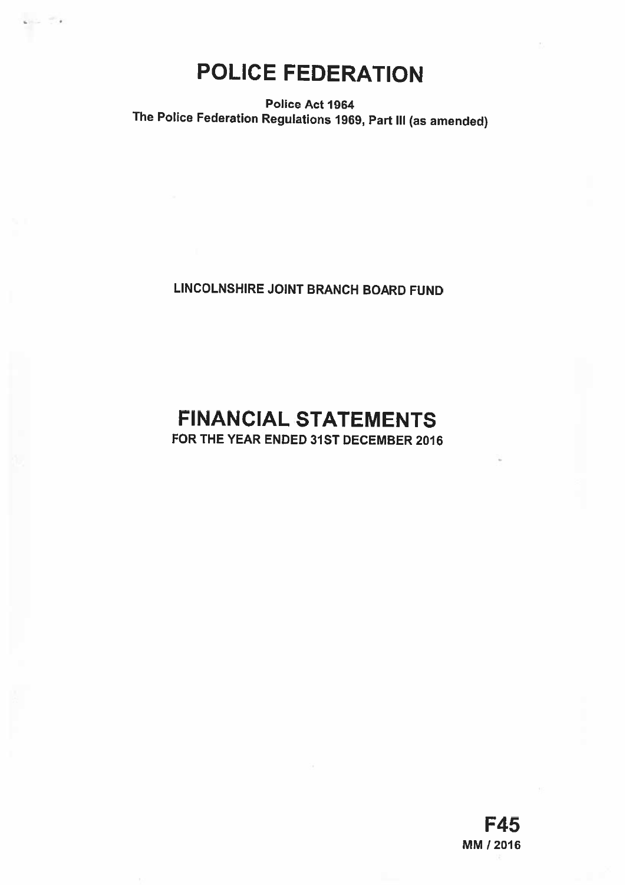# POLICE FEDERATION

**Police Act 1964**
**The Police Federation Regulations 1969, Part III (as amended)**

**LINCOLNSHIRE JOINT BRANCH BOARD FUND**

## FINANCIAL STATEMENTS

**FOR THE YEAR ENDED 31ST DECEMBER 2016**

**F45**
**MM / 2016**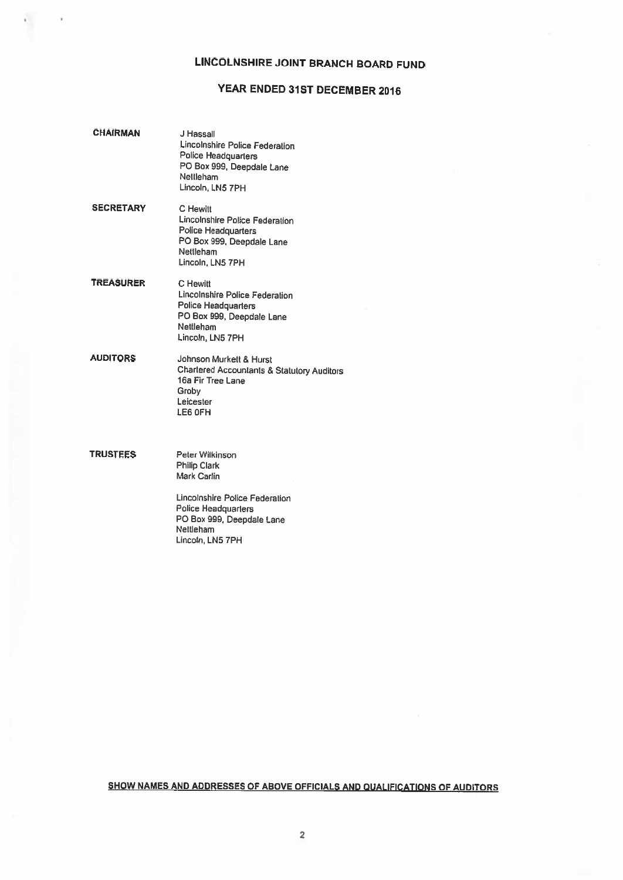# LINCOLNSHIRE JOINT BRANCH BOARD FUND

## YEAR ENDED 31ST DECEMBER 2016

**CHAIRMAN**

J Hassall
Lincolnshire Police Federation
Police Headquarters
PO Box 999, Deepdale Lane
Nettleham
Lincoln, LN5 7PH

**SECRETARY**

C Hewitt
Lincolnshire Police Federation
Police Headquarters
PO Box 999, Deepdale Lane
Nettleham
Lincoln, LN5 7PH

**TREASURER**

C Hewitt
Lincolnshire Police Federation
Police Headquarters
PO Box 999, Deepdale Lane
Nettleham
Lincoln, LN5 7PH

**AUDITORS**

Johnson Murkett & Hurst
Chartered Accountants & Statutory Auditors
16a Fir Tree Lane
Groby
Leicester
LE6 0FH

**TRUSTEES**

Peter Wilkinson
Philip Clark
Mark Carlin

Lincolnshire Police Federation
Police Headquarters
PO Box 999, Deepdale Lane
Nettleham
Lincoln, LN5 7PH

**SHOW NAMES AND ADDRESSES OF ABOVE OFFICIALS AND QUALIFICATIONS OF AUDITORS**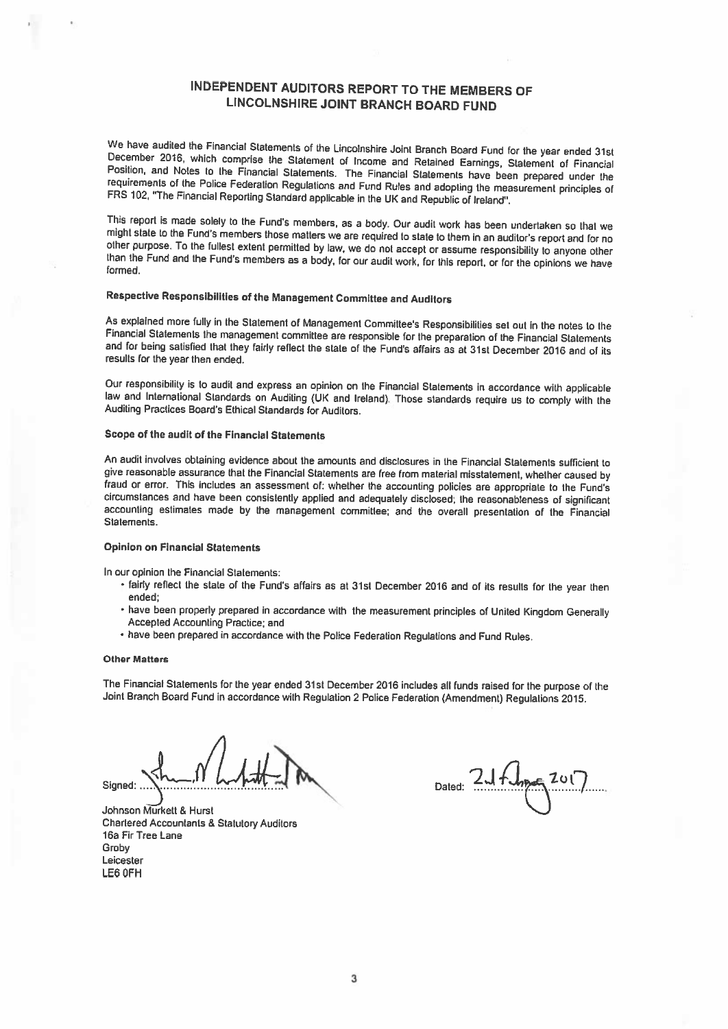# INDEPENDENT AUDITORS REPORT TO THE MEMBERS OF LINCOLNSHIRE JOINT BRANCH BOARD FUND

We have audited the Financial Statements of the Lincolnshire Joint Branch Board Fund for the year ended 31st December 2016, which comprise the Statement of Income and Retained Earnings, Statement of Financial Position, and Notes to the Financial Statements. The Financial Statements have been prepared under the requirements of the Police Federation Regulations and Fund Rules and adopting the measurement principles of FRS 102, "The Financial Reporting Standard applicable in the UK and Republic of Ireland".

This report is made solely to the Fund's members, as a body. Our audit work has been undertaken so that we might state to the Fund's members those matters we are required to state to them in an auditor's report and for no other purpose. To the fullest extent permitted by law, we do not accept or assume responsibility to anyone other than the Fund and the Fund's members as a body, for our audit work, for this report, or for the opinions we have formed.

### Respective Responsibilities of the Management Committee and Auditors

As explained more fully in the Statement of Management Committee's Responsibilities set out in the notes to the Financial Statements the management committee are responsible for the preparation of the Financial Statements and for being satisfied that they fairly reflect the state of the Fund's affairs as at 31st December 2016 and of its results for the year then ended.

Our responsibility is to audit and express an opinion on the Financial Statements in accordance with applicable law and International Standards on Auditing (UK and Ireland). Those standards require us to comply with the Auditing Practices Board's Ethical Standards for Auditors.

### Scope of the audit of the Financial Statements

An audit involves obtaining evidence about the amounts and disclosures in the Financial Statements sufficient to give reasonable assurance that the Financial Statements are free from material misstatement, whether caused by fraud or error. This includes an assessment of: whether the accounting policies are appropriate to the Fund's circumstances and have been consistently applied and adequately disclosed; the reasonableness of significant accounting estimates made by the management committee; and the overall presentation of the Financial Statements.

### Opinion on Financial Statements

In our opinion the Financial Statements:

- fairly reflect the state of the Fund's affairs as at 31st December 2016 and of its results for the year then ended;
- have been properly prepared in accordance with the measurement principles of United Kingdom Generally Accepted Accounting Practice; and
- have been prepared in accordance with the Police Federation Regulations and Fund Rules.

### Other Matters

The Financial Statements for the year ended 31st December 2016 includes all funds raised for the purpose of the Joint Branch Board Fund in accordance with Regulation 2 Police Federation (Amendment) Regulations 2015.

Signed: ..................................................

Dated: 24 February 2017

Johnson Murkett & Hurst
Chartered Accountants & Statutory Auditors
16a Fir Tree Lane
Groby
Leicester
LE6 0FH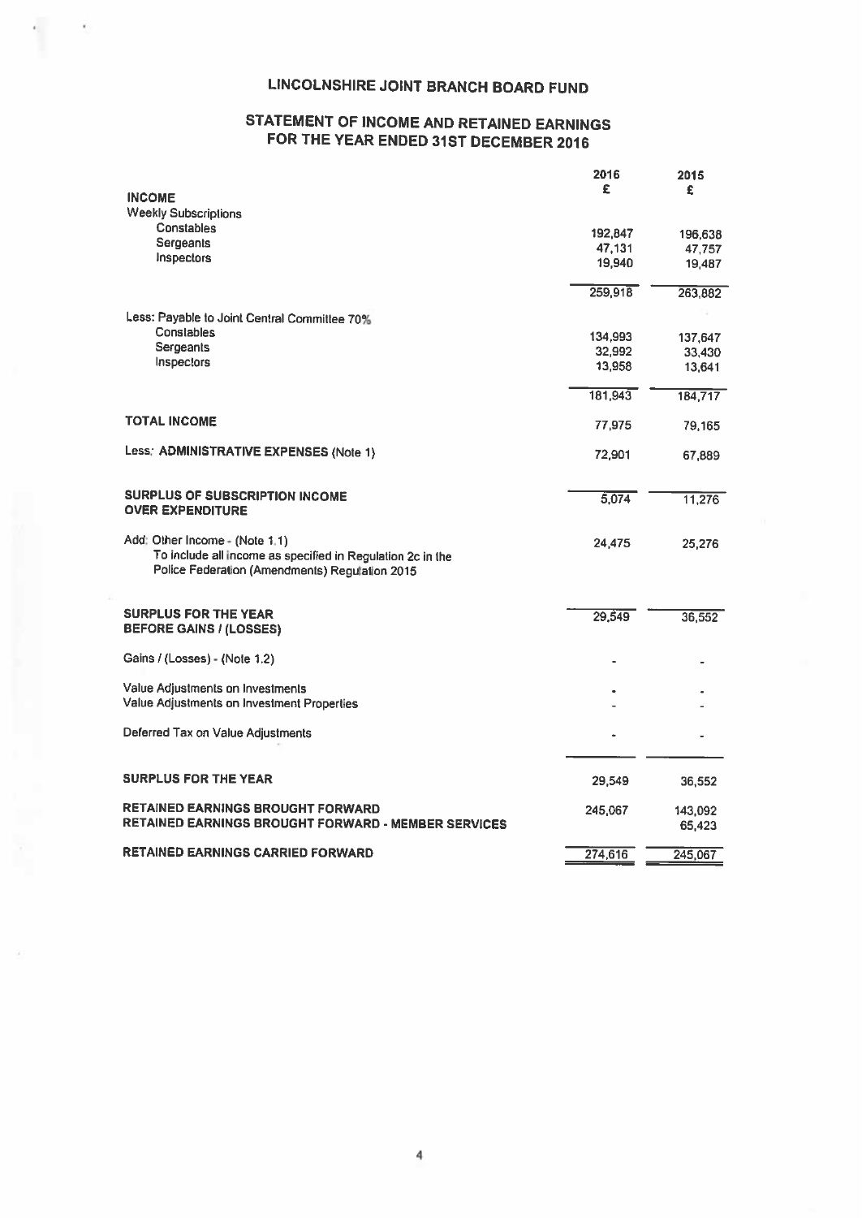# LINCOLNSHIRE JOINT BRANCH BOARD FUND

## STATEMENT OF INCOME AND RETAINED EARNINGS FOR THE YEAR ENDED 31ST DECEMBER 2016

| | 2016 £ | 2015 £ |
|---|---|---|
| **INCOME** | | |
| Weekly Subscriptions | | |
| Constables | 192,847 | 196,638 |
| Sergeants | 47,131 | 47,757 |
| Inspectors | 19,940 | 19,487 |
| | 259,918 | 263,882 |
| Less: Payable to Joint Central Committee 70% | | |
| Constables | 134,993 | 137,647 |
| Sergeants | 32,992 | 33,430 |
| Inspectors | 13,958 | 13,641 |
| | 181,943 | 184,717 |
| **TOTAL INCOME** | 77,975 | 79,165 |
| Less: **ADMINISTRATIVE EXPENSES** (Note 1) | 72,901 | 67,889 |
| **SURPLUS OF SUBSCRIPTION INCOME OVER EXPENDITURE** | 5,074 | 11,276 |
| Add: Other Income - (Note 1.1) To include all income as specified in Regulation 2c in the Police Federation (Amendments) Regulation 2015 | 24,475 | 25,276 |
| **SURPLUS FOR THE YEAR BEFORE GAINS / (LOSSES)** | 29,549 | 36,552 |
| Gains / (Losses) - (Note 1.2) | - | - |
| Value Adjustments on Investments | - | - |
| Value Adjustments on Investment Properties | - | - |
| Deferred Tax on Value Adjustments | - | - |
| **SURPLUS FOR THE YEAR** | 29,549 | 36,552 |
| **RETAINED EARNINGS BROUGHT FORWARD** | 245,067 | 143,092 |
| **RETAINED EARNINGS BROUGHT FORWARD - MEMBER SERVICES** | | 65,423 |
| **RETAINED EARNINGS CARRIED FORWARD** | 274,616 | 245,067 |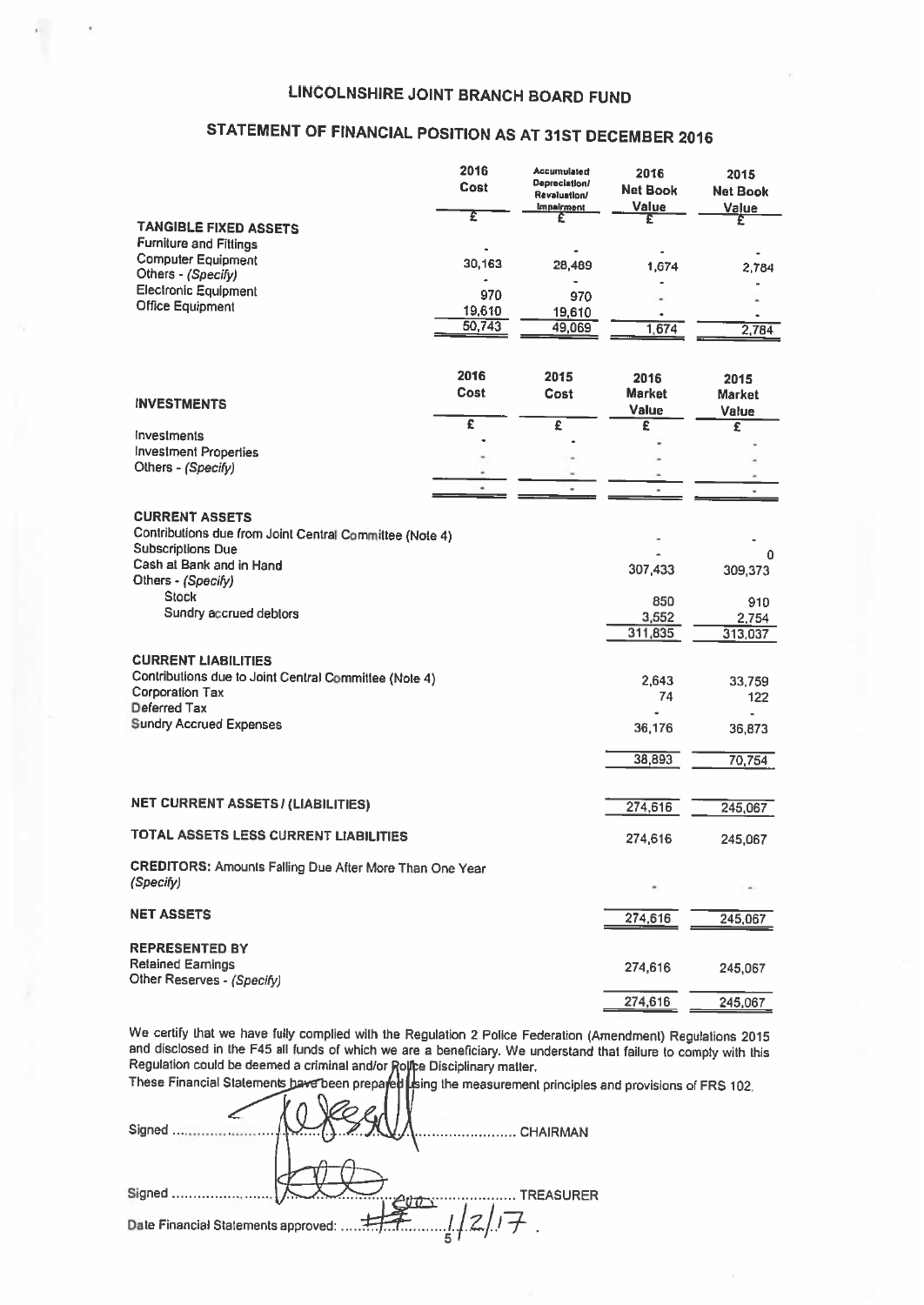# LINCOLNSHIRE JOINT BRANCH BOARD FUND

## STATEMENT OF FINANCIAL POSITION AS AT 31ST DECEMBER 2016

| | 2016 Cost | Accumulated Depreciation/ Revaluation/ Impairment | 2016 Net Book Value | 2015 Net Book Value |
|---|---|---|---|---|
| | £ | £ | £ | £ |
| **TANGIBLE FIXED ASSETS** | | | | |
| Furniture and Fittings | - | - | - | - |
| Computer Equipment | 30,163 | 28,489 | 1,674 | 2,784 |
| Others - *(Specify)* | - | - | - | - |
| Electronic Equipment | 970 | 970 | - | - |
| Office Equipment | 19,610 | 19,610 | - | - |
| | 50,743 | 49,069 | 1,674 | 2,784 |

| **INVESTMENTS** | 2016 Cost | 2015 Cost | 2016 Market Value | 2015 Market Value |
|---|---|---|---|---|
| | £ | £ | £ | £ |
| Investments | - | - | - | - |
| Investment Properties | - | - | - | - |
| Others - *(Specify)* | - | - | - | - |
| | - | - | - | - |

| | 2016 | 2015 |
|---|---|---|
| **CURRENT ASSETS** | | |
| Contributions due from Joint Central Committee (Note 4) | - | - |
| Subscriptions Due | - | 0 |
| Cash at Bank and in Hand | 307,433 | 309,373 |
| Others - *(Specify)* | | |
| Stock | 850 | 910 |
| Sundry accrued debtors | 3,552 | 2,754 |
| | 311,835 | 313,037 |
| **CURRENT LIABILITIES** | | |
| Contributions due to Joint Central Committee (Note 4) | 2,643 | 33,759 |
| Corporation Tax | 74 | 122 |
| Deferred Tax | - | - |
| Sundry Accrued Expenses | 36,176 | 36,873 |
| | 38,893 | 70,754 |
| **NET CURRENT ASSETS / (LIABILITIES)** | 274,616 | 245,067 |
| **TOTAL ASSETS LESS CURRENT LIABILITIES** | 274,616 | 245,067 |
| **CREDITORS:** Amounts Falling Due After More Than One Year *(Specify)* | - | - |
| **NET ASSETS** | 274,616 | 245,067 |
| **REPRESENTED BY** | | |
| Retained Earnings | 274,616 | 245,067 |
| Other Reserves - *(Specify)* | | |
| | 274,616 | 245,067 |

We certify that we have fully complied with the Regulation 2 Police Federation (Amendment) Regulations 2015 and disclosed in the F45 all funds of which we are a beneficiary. We understand that failure to comply with this Regulation could be deemed a criminal and/or Police Disciplinary matter.

These Financial Statements have been prepared using the measurement principles and provisions of FRS 102.

Signed .................................................. CHAIRMAN

Signed .................................................. TREASURER

Date Financial Statements approved: ........ 1/2/17 .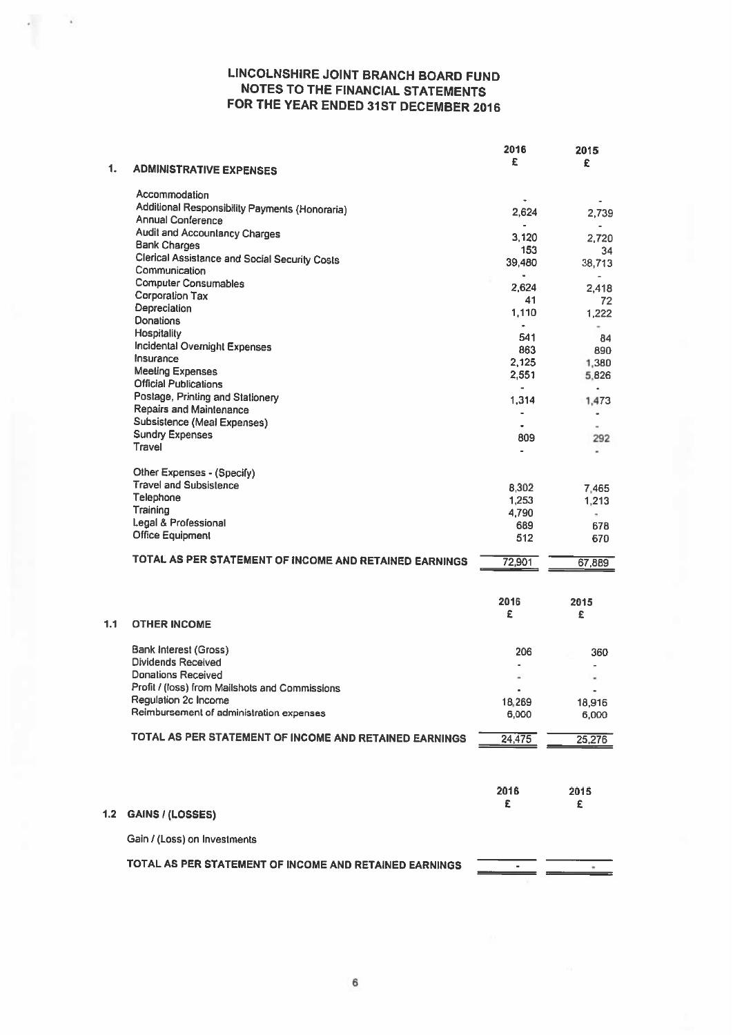# LINCOLNSHIRE JOINT BRANCH BOARD FUND
## NOTES TO THE FINANCIAL STATEMENTS
## FOR THE YEAR ENDED 31ST DECEMBER 2016

| | | 2016 £ | 2015 £ |
|---|---|---|---|
| **1.** | **ADMINISTRATIVE EXPENSES** | | |
| | Accommodation | - | - |
| | Additional Responsibility Payments (Honoraria) | 2,624 | 2,739 |
| | Annual Conference | - | - |
| | Audit and Accountancy Charges | 3,120 | 2,720 |
| | Bank Charges | 153 | 34 |
| | Clerical Assistance and Social Security Costs | 39,480 | 38,713 |
| | Communication | - | - |
| | Computer Consumables | 2,624 | 2,418 |
| | Corporation Tax | 41 | 72 |
| | Depreciation | 1,110 | 1,222 |
| | Donations | - | - |
| | Hospitality | 541 | 84 |
| | Incidental Overnight Expenses | 863 | 890 |
| | Insurance | 2,125 | 1,380 |
| | Meeting Expenses | 2,551 | 5,826 |
| | Official Publications | - | - |
| | Postage, Printing and Stationery | 1,314 | 1,473 |
| | Repairs and Maintenance | - | - |
| | Subsistence (Meal Expenses) | - | - |
| | Sundry Expenses | 809 | 292 |
| | Travel | - | - |
| | Other Expenses - (Specify) | | |
| | Travel and Subsistence | 8,302 | 7,465 |
| | Telephone | 1,253 | 1,213 |
| | Training | 4,790 | - |
| | Legal & Professional | 689 | 678 |
| | Office Equipment | 512 | 670 |
| | **TOTAL AS PER STATEMENT OF INCOME AND RETAINED EARNINGS** | 72,901 | 67,889 |

| | | 2016 £ | 2015 £ |
|---|---|---|---|
| **1.1** | **OTHER INCOME** | | |
| | Bank Interest (Gross) | 206 | 360 |
| | Dividends Received | - | - |
| | Donations Received | - | - |
| | Profit / (loss) from Mailshots and Commissions | - | - |
| | Regulation 2c Income | 18,269 | 18,916 |
| | Reimbursement of administration expenses | 6,000 | 6,000 |
| | **TOTAL AS PER STATEMENT OF INCOME AND RETAINED EARNINGS** | 24,475 | 25,276 |

| | | 2016 £ | 2015 £ |
|---|---|---|---|
| **1.2** | **GAINS / (LOSSES)** | | |
| | Gain / (Loss) on Investments | | |
| | **TOTAL AS PER STATEMENT OF INCOME AND RETAINED EARNINGS** | - | - |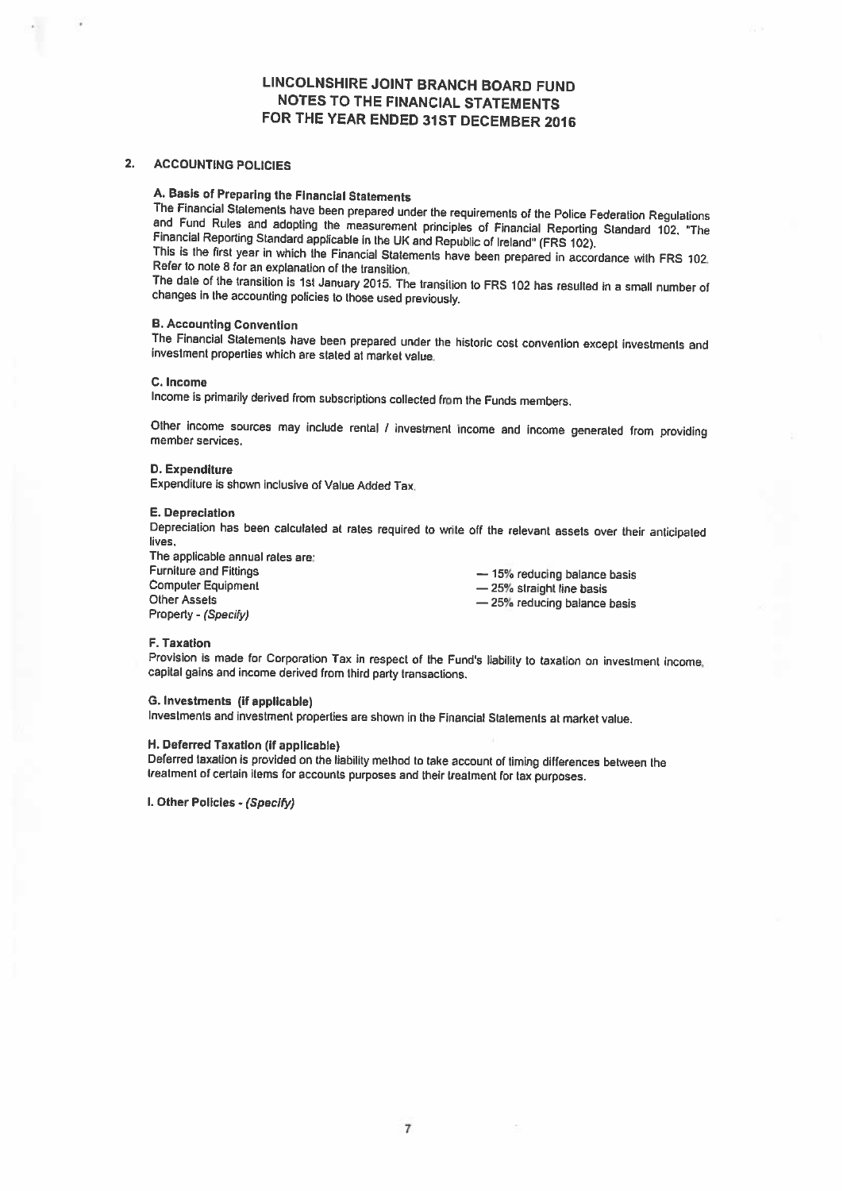# LINCOLNSHIRE JOINT BRANCH BOARD FUND
## NOTES TO THE FINANCIAL STATEMENTS
## FOR THE YEAR ENDED 31ST DECEMBER 2016

### 2. ACCOUNTING POLICIES

**A. Basis of Preparing the Financial Statements**

The Financial Statements have been prepared under the requirements of the Police Federation Regulations and Fund Rules and adopting the measurement principles of Financial Reporting Standard 102, "The Financial Reporting Standard applicable in the UK and Republic of Ireland" (FRS 102).

This is the first year in which the Financial Statements have been prepared in accordance with FRS 102. Refer to note 8 for an explanation of the transition.

The date of the transition is 1st January 2015. The transition to FRS 102 has resulted in a small number of changes in the accounting policies to those used previously.

**B. Accounting Convention**

The Financial Statements have been prepared under the historic cost convention except investments and investment properties which are stated at market value.

**C. Income**

Income is primarily derived from subscriptions collected from the Funds members.

Other income sources may include rental / investment income and income generated from providing member services.

**D. Expenditure**

Expenditure is shown inclusive of Value Added Tax.

**E. Depreciation**

Depreciation has been calculated at rates required to write off the relevant assets over their anticipated lives.

The applicable annual rates are:

| | |
|---|---|
| Furniture and Fittings | — 15% reducing balance basis |
| Computer Equipment | — 25% straight line basis |
| Other Assets | — 25% reducing balance basis |
| Property - *(Specify)* | |

**F. Taxation**

Provision is made for Corporation Tax in respect of the Fund's liability to taxation on investment income, capital gains and income derived from third party transactions.

**G. Investments (if applicable)**

Investments and investment properties are shown in the Financial Statements at market value.

**H. Deferred Taxation (if applicable)**

Deferred taxation is provided on the liability method to take account of timing differences between the treatment of certain items for accounts purposes and their treatment for tax purposes.

**I. Other Policies** - *(Specify)*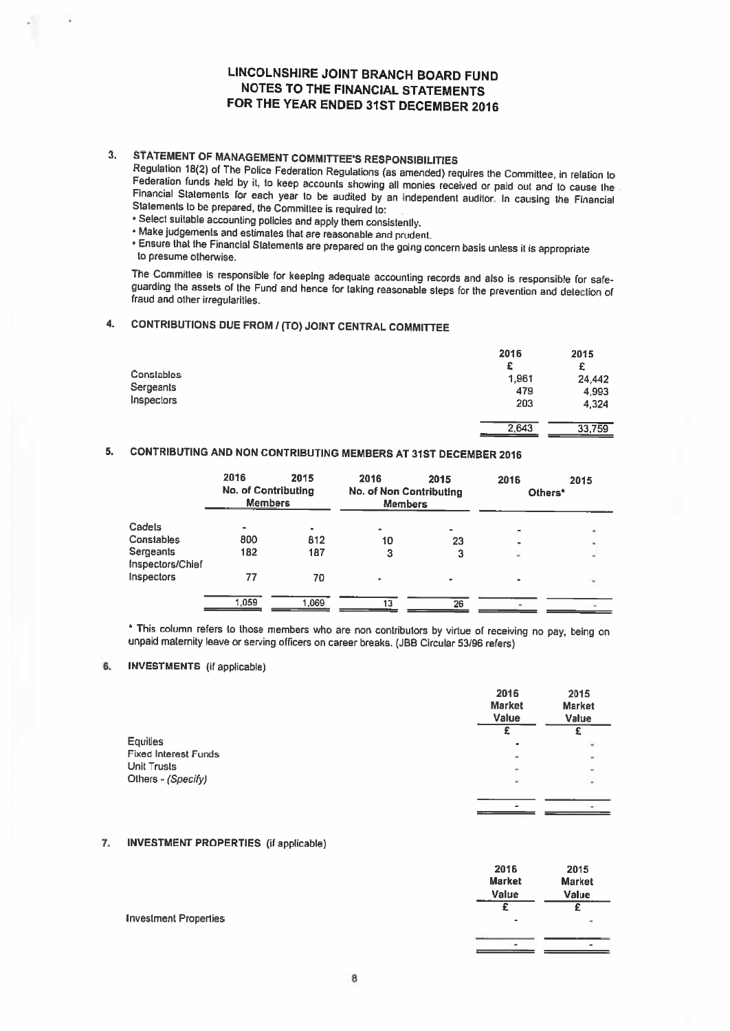# LINCOLNSHIRE JOINT BRANCH BOARD FUND
## NOTES TO THE FINANCIAL STATEMENTS
## FOR THE YEAR ENDED 31ST DECEMBER 2016

### 3. STATEMENT OF MANAGEMENT COMMITTEE'S RESPONSIBILITIES

Regulation 18(2) of The Police Federation Regulations (as amended) requires the Committee, in relation to Federation funds held by it, to keep accounts showing all monies received or paid out and to cause the Financial Statements for each year to be audited by an independent auditor. In causing the Financial Statements to be prepared, the Committee is required to:

- Select suitable accounting policies and apply them consistently.
- Make judgements and estimates that are reasonable and prudent.
- Ensure that the Financial Statements are prepared on the going concern basis unless it is appropriate to presume otherwise.

The Committee is responsible for keeping adequate accounting records and also is responsible for safe-guarding the assets of the Fund and hence for taking reasonable steps for the prevention and detection of fraud and other irregularities.

### 4. CONTRIBUTIONS DUE FROM / (TO) JOINT CENTRAL COMMITTEE

| | 2016 | 2015 |
|---|---|---|
| | £ | £ |
| Constables | 1,961 | 24,442 |
| Sergeants | 479 | 4,993 |
| Inspectors | 203 | 4,324 |
| | 2,643 | 33,759 |

### 5. CONTRIBUTING AND NON CONTRIBUTING MEMBERS AT 31ST DECEMBER 2016

| | 2016 | 2015 | 2016 | 2015 | 2016 | 2015 |
|---|---|---|---|---|---|---|
| | No. of Contributing Members | | No. of Non Contributing Members | | Others* | |
| Cadets | - | - | - | - | - | - |
| Constables | 800 | 812 | 10 | 23 | - | - |
| Sergeants | 182 | 187 | 3 | 3 | - | - |
| Inspectors/Chief Inspectors | 77 | 70 | - | - | - | - |
| | 1,059 | 1,069 | 13 | 26 | - | - |

* This column refers to those members who are non contributors by virtue of receiving no pay, being on unpaid maternity leave or serving officers on career breaks. (JBB Circular 53/96 refers)

### 6. INVESTMENTS (if applicable)

| | 2016 Market Value | 2015 Market Value |
|---|---|---|
| | £ | £ |
| Equities | - | - |
| Fixed Interest Funds | - | - |
| Unit Trusts | - | - |
| Others - *(Specify)* | - | - |
| | - | - |

### 7. INVESTMENT PROPERTIES (if applicable)

| | 2016 Market Value | 2015 Market Value |
|---|---|---|
| | £ | £ |
| Investment Properties | - | - |
| | - | - |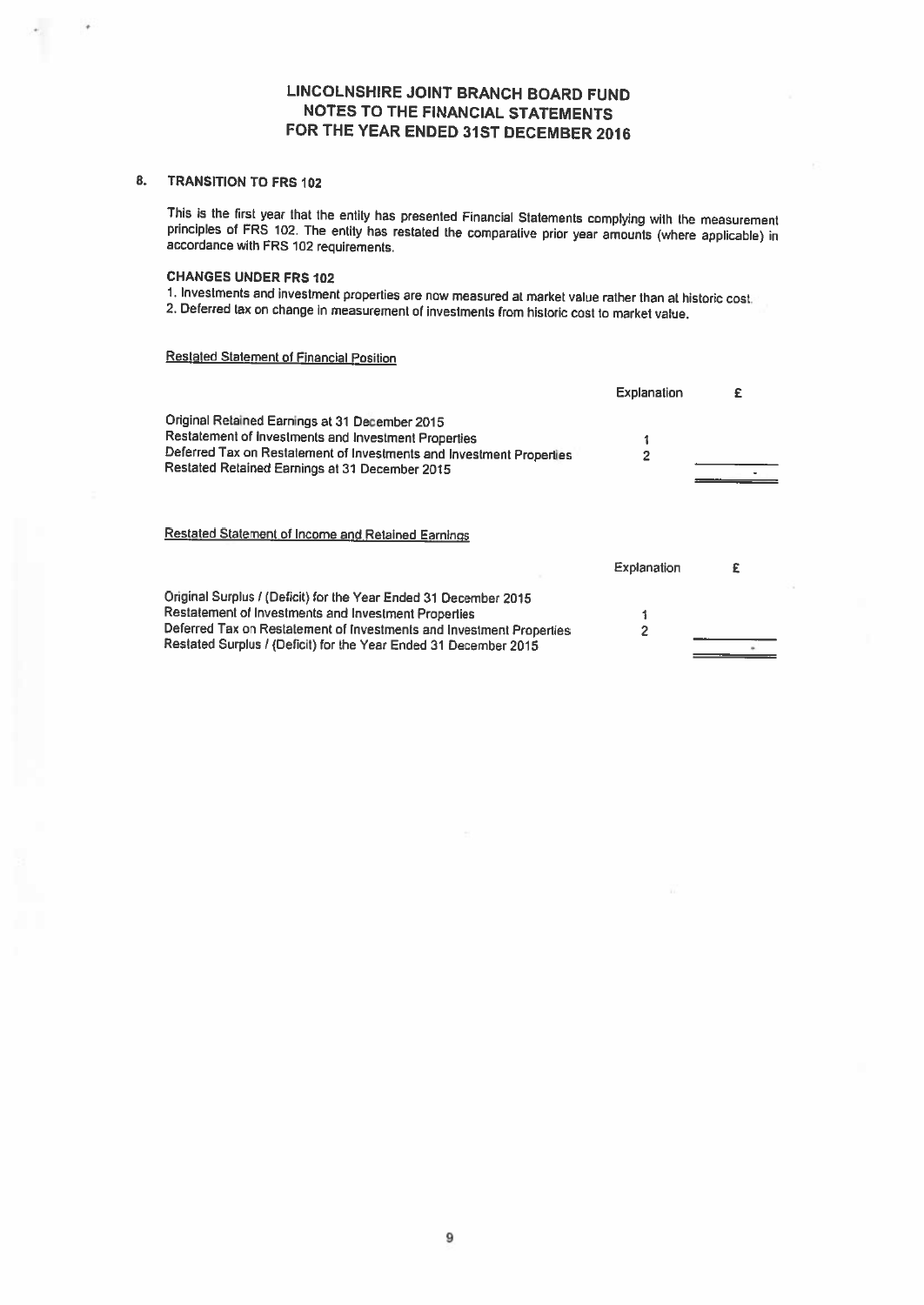# LINCOLNSHIRE JOINT BRANCH BOARD FUND
## NOTES TO THE FINANCIAL STATEMENTS
## FOR THE YEAR ENDED 31ST DECEMBER 2016

### 8. TRANSITION TO FRS 102

This is the first year that the entity has presented Financial Statements complying with the measurement principles of FRS 102. The entity has restated the comparative prior year amounts (where applicable) in accordance with FRS 102 requirements.

**CHANGES UNDER FRS 102**

1. Investments and investment properties are now measured at market value rather than at historic cost.
2. Deferred tax on change in measurement of investments from historic cost to market value.

Restated Statement of Financial Position

| | Explanation | £ |
|---|---|---|
| Original Retained Earnings at 31 December 2015 | | |
| Restatement of Investments and Investment Properties | 1 | |
| Deferred Tax on Restatement of Investments and Investment Properties | 2 | |
| Restated Retained Earnings at 31 December 2015 | | - |

Restated Statement of Income and Retained Earnings

| | Explanation | £ |
|---|---|---|
| Original Surplus / (Deficit) for the Year Ended 31 December 2015 | | |
| Restatement of Investments and Investment Properties | 1 | |
| Deferred Tax on Restatement of Investments and Investment Properties | 2 | |
| Restated Surplus / (Deficit) for the Year Ended 31 December 2015 | | - |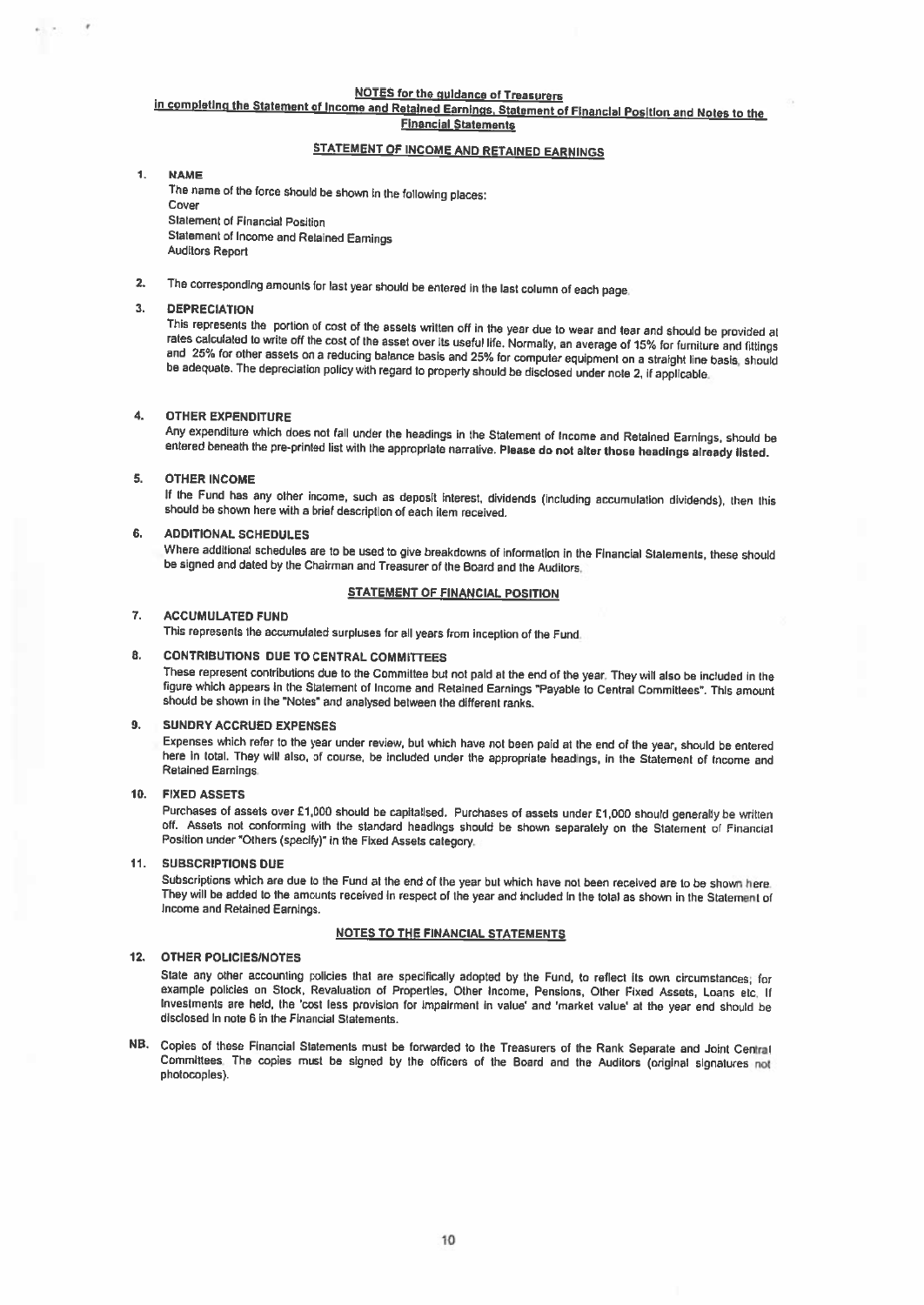## NOTES for the guidance of Treasurers
## in completing the Statement of Income and Retained Earnings, Statement of Financial Position and Notes to the Financial Statements

### STATEMENT OF INCOME AND RETAINED EARNINGS

1. **NAME**

   The name of the force should be shown in the following places:
   Cover
   Statement of Financial Position
   Statement of Income and Retained Earnings
   Auditors Report

2. The corresponding amounts for last year should be entered in the last column of each page.

3. **DEPRECIATION**

   This represents the portion of cost of the assets written off in the year due to wear and tear and should be provided at rates calculated to write off the cost of the asset over its useful life. Normally, an average of 15% for furniture and fittings and 25% for other assets on a reducing balance basis and 25% for computer equipment on a straight line basis, should be adequate. The depreciation policy with regard to property should be disclosed under note 2, if applicable.

4. **OTHER EXPENDITURE**

   Any expenditure which does not fall under the headings in the Statement of Income and Retained Earnings, should be entered beneath the pre-printed list with the appropriate narrative. **Please do not alter those headings already listed.**

5. **OTHER INCOME**

   If the Fund has any other income, such as deposit interest, dividends (including accumulation dividends), then this should be shown here with a brief description of each item received.

6. **ADDITIONAL SCHEDULES**

   Where additional schedules are to be used to give breakdowns of information in the Financial Statements, these should be signed and dated by the Chairman and Treasurer of the Board and the Auditors.

### STATEMENT OF FINANCIAL POSITION

7. **ACCUMULATED FUND**

   This represents the accumulated surpluses for all years from inception of the Fund.

8. **CONTRIBUTIONS DUE TO CENTRAL COMMITTEES**

   These represent contributions due to the Committee but not paid at the end of the year. They will also be included in the figure which appears in the Statement of Income and Retained Earnings "Payable to Central Committees". This amount should be shown in the "Notes" and analysed between the different ranks.

9. **SUNDRY ACCRUED EXPENSES**

   Expenses which refer to the year under review, but which have not been paid at the end of the year, should be entered here in total. They will also, of course, be included under the appropriate headings, in the Statement of Income and Retained Earnings.

10. **FIXED ASSETS**

    Purchases of assets over £1,000 should be capitalised. Purchases of assets under £1,000 should generally be written off. Assets not conforming with the standard headings should be shown separately on the Statement of Financial Position under "Others (specify)" in the Fixed Assets category.

11. **SUBSCRIPTIONS DUE**

    Subscriptions which are due to the Fund at the end of the year but which have not been received are to be shown here. They will be added to the amounts received in respect of the year and included in the total as shown in the Statement of Income and Retained Earnings.

### NOTES TO THE FINANCIAL STATEMENTS

12. **OTHER POLICIES/NOTES**

    State any other accounting policies that are specifically adopted by the Fund, to reflect its own circumstances; for example policies on Stock, Revaluation of Properties, Other Income, Pensions, Other Fixed Assets, Loans etc. If Investments are held, the 'cost less provision for impairment in value' and 'market value' at the year end should be disclosed in note 6 in the Financial Statements.

**NB.** Copies of these Financial Statements must be forwarded to the Treasurers of the Rank Separate and Joint Central Committees. The copies must be signed by the officers of the Board and the Auditors (original signatures not photocopies).